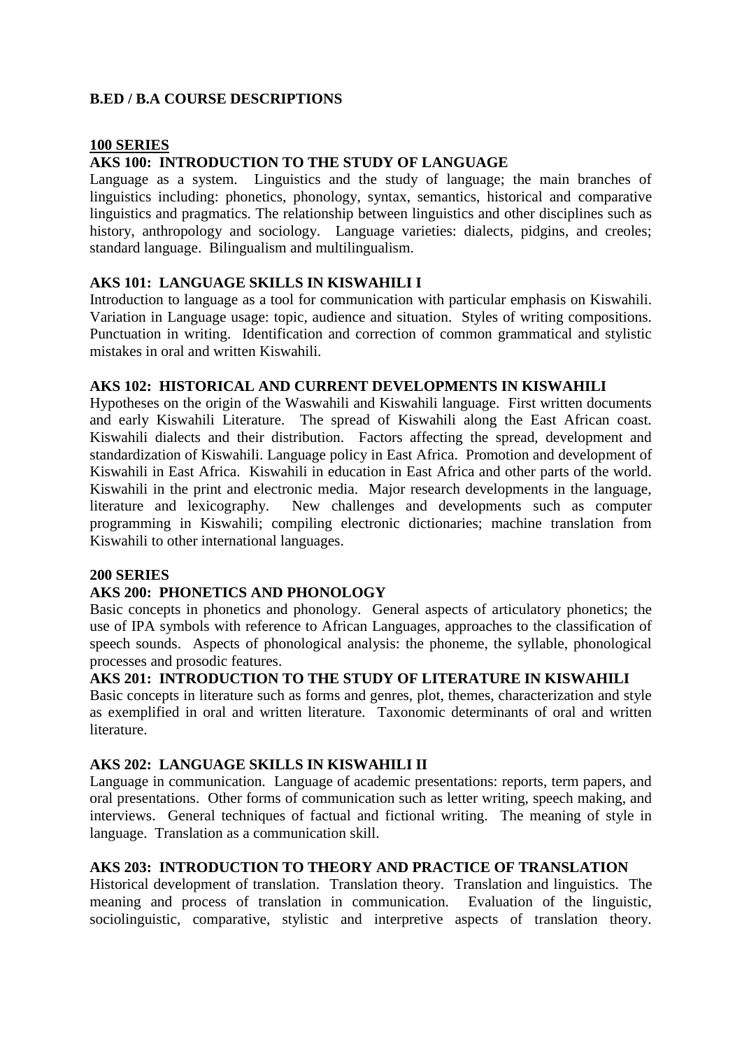# B.ED / B.A COURSE DESCRIPTIONS

## 100 SERIES

### AKS 100: INTRODUCTION TO THE STUDY OF LANGUAGE

Language as a system. Linguistics and the study of language; the main branches of linguistics including: phonetics, phonology, syntax, semantics, historical and comparative linguistics and pragmatics. The relationship between linguistics and other disciplines such as history, anthropology and sociology. Language varieties: dialects, pidgins, and creoles; standard language. Bilingualism and multilingualism.

### AKS 101: LANGUAGE SKILLS IN KISWAHILI I

Introduction to language as a tool for communication with particular emphasis on Kiswahili. Variation in Language usage: topic, audience and situation. Styles of writing compositions. Punctuation in writing. Identification and correction of common grammatical and stylistic mistakes in oral and written Kiswahili.

### AKS 102: HISTORICAL AND CURRENT DEVELOPMENTS IN KISWAHILI

Hypotheses on the origin of the Waswahili and Kiswahili language. First written documents and early Kiswahili Literature. The spread of Kiswahili along the East African coast. Kiswahili dialects and their distribution. Factors affecting the spread, development and standardization of Kiswahili. Language policy in East Africa. Promotion and development of Kiswahili in East Africa. Kiswahili in education in East Africa and other parts of the world. Kiswahili in the print and electronic media. Major research developments in the language, literature and lexicography. New challenges and developments such as computer programming in Kiswahili; compiling electronic dictionaries; machine translation from Kiswahili to other international languages.

## 200 SERIES

### AKS 200: PHONETICS AND PHONOLOGY

Basic concepts in phonetics and phonology. General aspects of articulatory phonetics; the use of IPA symbols with reference to African Languages, approaches to the classification of speech sounds. Aspects of phonological analysis: the phoneme, the syllable, phonological processes and prosodic features.

### AKS 201: INTRODUCTION TO THE STUDY OF LITERATURE IN KISWAHILI

Basic concepts in literature such as forms and genres, plot, themes, characterization and style as exemplified in oral and written literature. Taxonomic determinants of oral and written literature.

### AKS 202: LANGUAGE SKILLS IN KISWAHILI II

Language in communication. Language of academic presentations: reports, term papers, and oral presentations. Other forms of communication such as letter writing, speech making, and interviews. General techniques of factual and fictional writing. The meaning of style in language. Translation as a communication skill.

### AKS 203: INTRODUCTION TO THEORY AND PRACTICE OF TRANSLATION

Historical development of translation. Translation theory. Translation and linguistics. The meaning and process of translation in communication. Evaluation of the linguistic, sociolinguistic, comparative, stylistic and interpretive aspects of translation theory.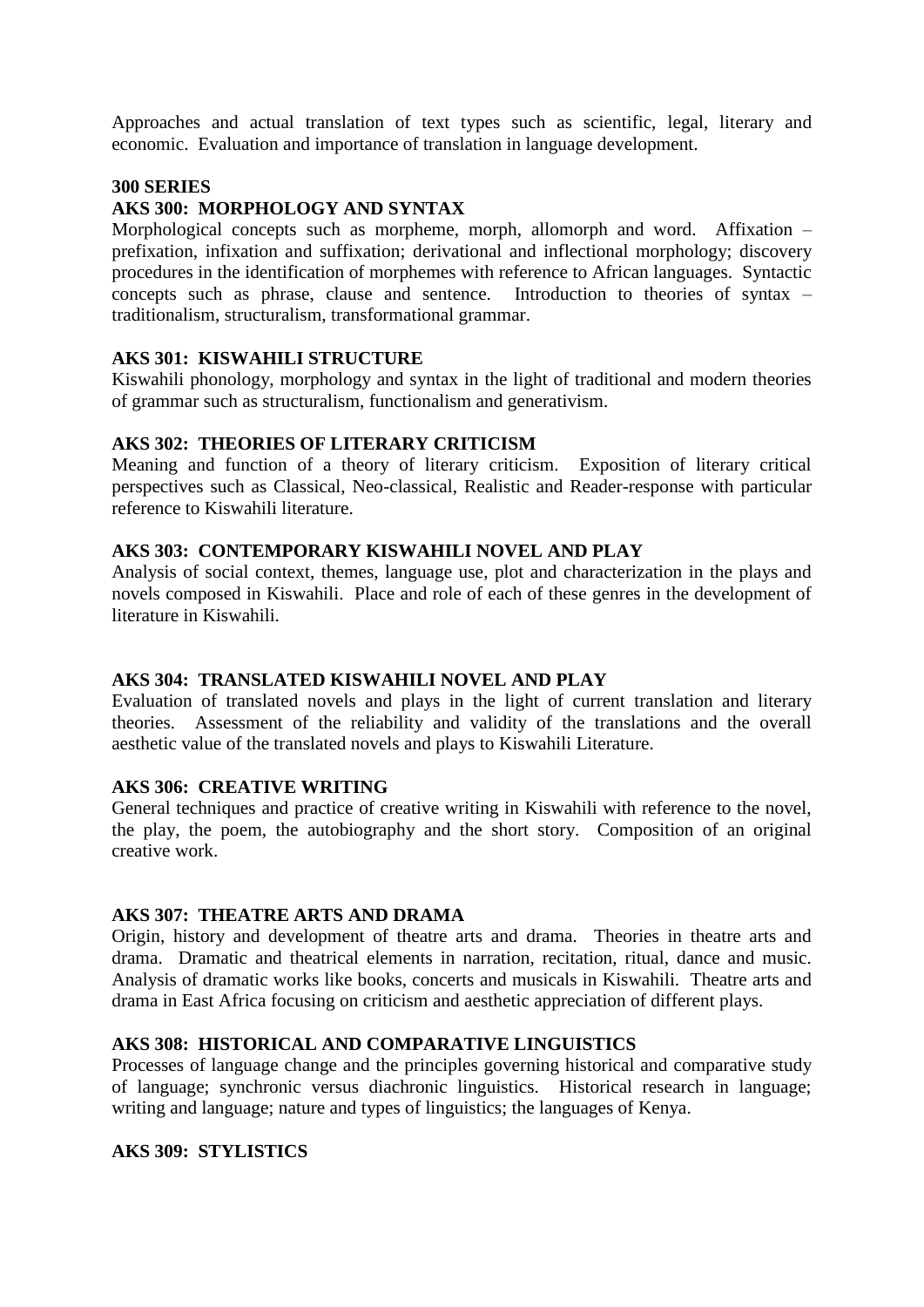Approaches and actual translation of text types such as scientific, legal, literary and economic. Evaluation and importance of translation in language development.

**300 SERIES**

**AKS 300: MORPHOLOGY AND SYNTAX**

Morphological concepts such as morpheme, morph, allomorph and word. Affixation – prefixation, infixation and suffixation; derivational and inflectional morphology; discovery procedures in the identification of morphemes with reference to African languages. Syntactic concepts such as phrase, clause and sentence. Introduction to theories of syntax – traditionalism, structuralism, transformational grammar.

**AKS 301: KISWAHILI STRUCTURE**

Kiswahili phonology, morphology and syntax in the light of traditional and modern theories of grammar such as structuralism, functionalism and generativism.

**AKS 302: THEORIES OF LITERARY CRITICISM**

Meaning and function of a theory of literary criticism. Exposition of literary critical perspectives such as Classical, Neo-classical, Realistic and Reader-response with particular reference to Kiswahili literature.

**AKS 303: CONTEMPORARY KISWAHILI NOVEL AND PLAY**

Analysis of social context, themes, language use, plot and characterization in the plays and novels composed in Kiswahili. Place and role of each of these genres in the development of literature in Kiswahili.

**AKS 304: TRANSLATED KISWAHILI NOVEL AND PLAY**

Evaluation of translated novels and plays in the light of current translation and literary theories. Assessment of the reliability and validity of the translations and the overall aesthetic value of the translated novels and plays to Kiswahili Literature.

**AKS 306: CREATIVE WRITING**

General techniques and practice of creative writing in Kiswahili with reference to the novel, the play, the poem, the autobiography and the short story. Composition of an original creative work.

**AKS 307: THEATRE ARTS AND DRAMA**

Origin, history and development of theatre arts and drama. Theories in theatre arts and drama. Dramatic and theatrical elements in narration, recitation, ritual, dance and music. Analysis of dramatic works like books, concerts and musicals in Kiswahili. Theatre arts and drama in East Africa focusing on criticism and aesthetic appreciation of different plays.

**AKS 308: HISTORICAL AND COMPARATIVE LINGUISTICS**

Processes of language change and the principles governing historical and comparative study of language; synchronic versus diachronic linguistics. Historical research in language; writing and language; nature and types of linguistics; the languages of Kenya.

**AKS 309: STYLISTICS**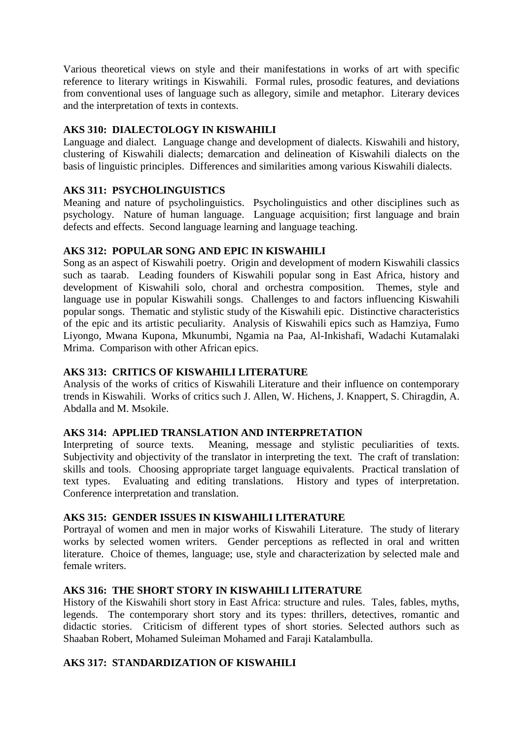Various theoretical views on style and their manifestations in works of art with specific reference to literary writings in Kiswahili. Formal rules, prosodic features, and deviations from conventional uses of language such as allegory, simile and metaphor. Literary devices and the interpretation of texts in contexts.

### AKS 310: DIALECTOLOGY IN KISWAHILI

Language and dialect. Language change and development of dialects. Kiswahili and history, clustering of Kiswahili dialects; demarcation and delineation of Kiswahili dialects on the basis of linguistic principles. Differences and similarities among various Kiswahili dialects.

### AKS 311: PSYCHOLINGUISTICS

Meaning and nature of psycholinguistics. Psycholinguistics and other disciplines such as psychology. Nature of human language. Language acquisition; first language and brain defects and effects. Second language learning and language teaching.

### AKS 312: POPULAR SONG AND EPIC IN KISWAHILI

Song as an aspect of Kiswahili poetry. Origin and development of modern Kiswahili classics such as taarab. Leading founders of Kiswahili popular song in East Africa, history and development of Kiswahili solo, choral and orchestra composition. Themes, style and language use in popular Kiswahili songs. Challenges to and factors influencing Kiswahili popular songs. Thematic and stylistic study of the Kiswahili epic. Distinctive characteristics of the epic and its artistic peculiarity. Analysis of Kiswahili epics such as Hamziya, Fumo Liyongo, Mwana Kupona, Mkunumbi, Ngamia na Paa, Al-Inkishafi, Wadachi Kutamalaki Mrima. Comparison with other African epics.

### AKS 313: CRITICS OF KISWAHILI LITERATURE

Analysis of the works of critics of Kiswahili Literature and their influence on contemporary trends in Kiswahili. Works of critics such J. Allen, W. Hichens, J. Knappert, S. Chiragdin, A. Abdalla and M. Msokile.

### AKS 314: APPLIED TRANSLATION AND INTERPRETATION

Interpreting of source texts. Meaning, message and stylistic peculiarities of texts. Subjectivity and objectivity of the translator in interpreting the text. The craft of translation: skills and tools. Choosing appropriate target language equivalents. Practical translation of text types. Evaluating and editing translations. History and types of interpretation. Conference interpretation and translation.

### AKS 315: GENDER ISSUES IN KISWAHILI LITERATURE

Portrayal of women and men in major works of Kiswahili Literature. The study of literary works by selected women writers. Gender perceptions as reflected in oral and written literature. Choice of themes, language; use, style and characterization by selected male and female writers.

### AKS 316: THE SHORT STORY IN KISWAHILI LITERATURE

History of the Kiswahili short story in East Africa: structure and rules. Tales, fables, myths, legends. The contemporary short story and its types: thrillers, detectives, romantic and didactic stories. Criticism of different types of short stories. Selected authors such as Shaaban Robert, Mohamed Suleiman Mohamed and Faraji Katalambulla.

### AKS 317: STANDARDIZATION OF KISWAHILI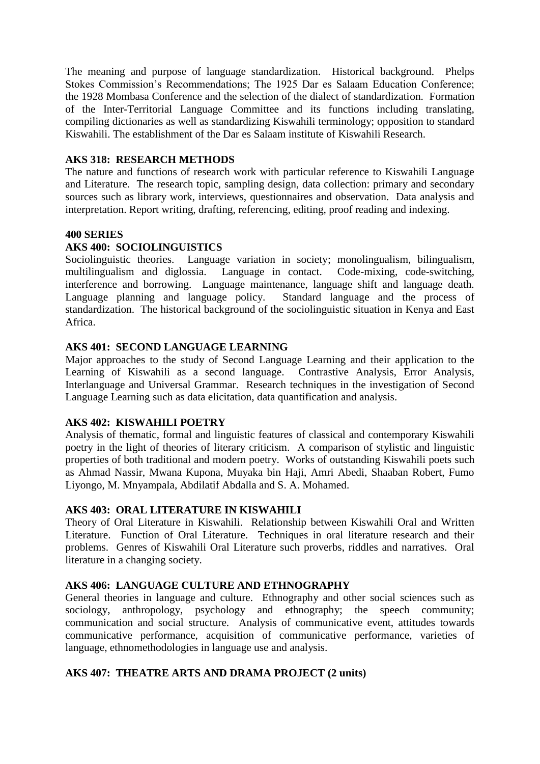The meaning and purpose of language standardization. Historical background. Phelps Stokes Commission's Recommendations; The 1925 Dar es Salaam Education Conference; the 1928 Mombasa Conference and the selection of the dialect of standardization. Formation of the Inter-Territorial Language Committee and its functions including translating, compiling dictionaries as well as standardizing Kiswahili terminology; opposition to standard Kiswahili. The establishment of the Dar es Salaam institute of Kiswahili Research.

**AKS 318: RESEARCH METHODS**

The nature and functions of research work with particular reference to Kiswahili Language and Literature. The research topic, sampling design, data collection: primary and secondary sources such as library work, interviews, questionnaires and observation. Data analysis and interpretation. Report writing, drafting, referencing, editing, proof reading and indexing.

**400 SERIES**

**AKS 400: SOCIOLINGUISTICS**

Sociolinguistic theories. Language variation in society; monolingualism, bilingualism, multilingualism and diglossia. Language in contact. Code-mixing, code-switching, interference and borrowing. Language maintenance, language shift and language death. Language planning and language policy. Standard language and the process of standardization. The historical background of the sociolinguistic situation in Kenya and East Africa.

**AKS 401: SECOND LANGUAGE LEARNING**

Major approaches to the study of Second Language Learning and their application to the Learning of Kiswahili as a second language. Contrastive Analysis, Error Analysis, Interlanguage and Universal Grammar. Research techniques in the investigation of Second Language Learning such as data elicitation, data quantification and analysis.

**AKS 402: KISWAHILI POETRY**

Analysis of thematic, formal and linguistic features of classical and contemporary Kiswahili poetry in the light of theories of literary criticism. A comparison of stylistic and linguistic properties of both traditional and modern poetry. Works of outstanding Kiswahili poets such as Ahmad Nassir, Mwana Kupona, Muyaka bin Haji, Amri Abedi, Shaaban Robert, Fumo Liyongo, M. Mnyampala, Abdilatif Abdalla and S. A. Mohamed.

**AKS 403: ORAL LITERATURE IN KISWAHILI**

Theory of Oral Literature in Kiswahili. Relationship between Kiswahili Oral and Written Literature. Function of Oral Literature. Techniques in oral literature research and their problems. Genres of Kiswahili Oral Literature such proverbs, riddles and narratives. Oral literature in a changing society.

**AKS 406: LANGUAGE CULTURE AND ETHNOGRAPHY**

General theories in language and culture. Ethnography and other social sciences such as sociology, anthropology, psychology and ethnography; the speech community; communication and social structure. Analysis of communicative event, attitudes towards communicative performance, acquisition of communicative performance, varieties of language, ethnomethodologies in language use and analysis.

**AKS 407: THEATRE ARTS AND DRAMA PROJECT (2 units)**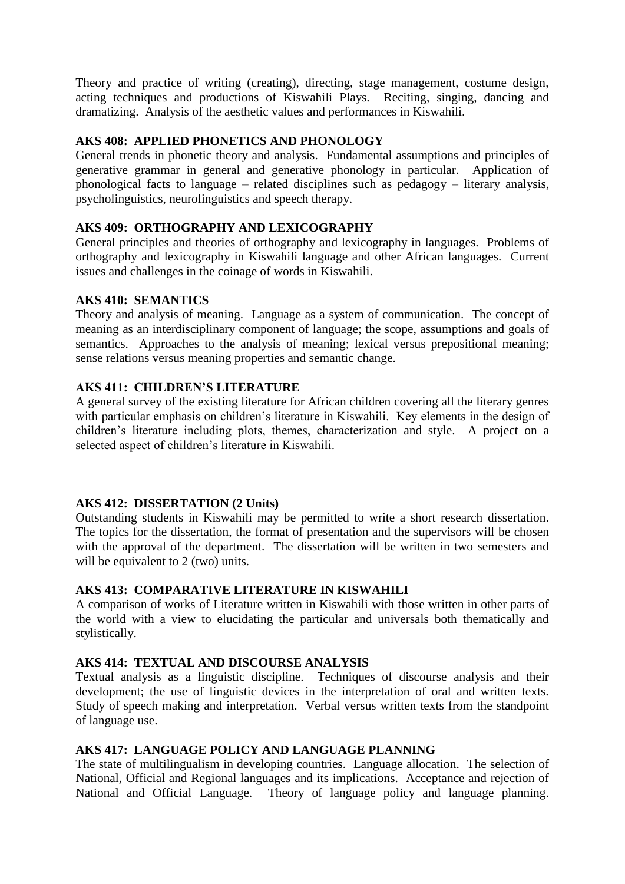Theory and practice of writing (creating), directing, stage management, costume design, acting techniques and productions of Kiswahili Plays. Reciting, singing, dancing and dramatizing. Analysis of the aesthetic values and performances in Kiswahili.

**AKS 408: APPLIED PHONETICS AND PHONOLOGY**

General trends in phonetic theory and analysis. Fundamental assumptions and principles of generative grammar in general and generative phonology in particular. Application of phonological facts to language – related disciplines such as pedagogy – literary analysis, psycholinguistics, neurolinguistics and speech therapy.

**AKS 409: ORTHOGRAPHY AND LEXICOGRAPHY**

General principles and theories of orthography and lexicography in languages. Problems of orthography and lexicography in Kiswahili language and other African languages. Current issues and challenges in the coinage of words in Kiswahili.

**AKS 410: SEMANTICS**

Theory and analysis of meaning. Language as a system of communication. The concept of meaning as an interdisciplinary component of language; the scope, assumptions and goals of semantics. Approaches to the analysis of meaning; lexical versus prepositional meaning; sense relations versus meaning properties and semantic change.

**AKS 411: CHILDREN'S LITERATURE**

A general survey of the existing literature for African children covering all the literary genres with particular emphasis on children's literature in Kiswahili. Key elements in the design of children's literature including plots, themes, characterization and style. A project on a selected aspect of children's literature in Kiswahili.

**AKS 412: DISSERTATION (2 Units)**

Outstanding students in Kiswahili may be permitted to write a short research dissertation. The topics for the dissertation, the format of presentation and the supervisors will be chosen with the approval of the department. The dissertation will be written in two semesters and will be equivalent to 2 (two) units.

**AKS 413: COMPARATIVE LITERATURE IN KISWAHILI**

A comparison of works of Literature written in Kiswahili with those written in other parts of the world with a view to elucidating the particular and universals both thematically and stylistically.

**AKS 414: TEXTUAL AND DISCOURSE ANALYSIS**

Textual analysis as a linguistic discipline. Techniques of discourse analysis and their development; the use of linguistic devices in the interpretation of oral and written texts. Study of speech making and interpretation. Verbal versus written texts from the standpoint of language use.

**AKS 417: LANGUAGE POLICY AND LANGUAGE PLANNING**

The state of multilingualism in developing countries. Language allocation. The selection of National, Official and Regional languages and its implications. Acceptance and rejection of National and Official Language. Theory of language policy and language planning.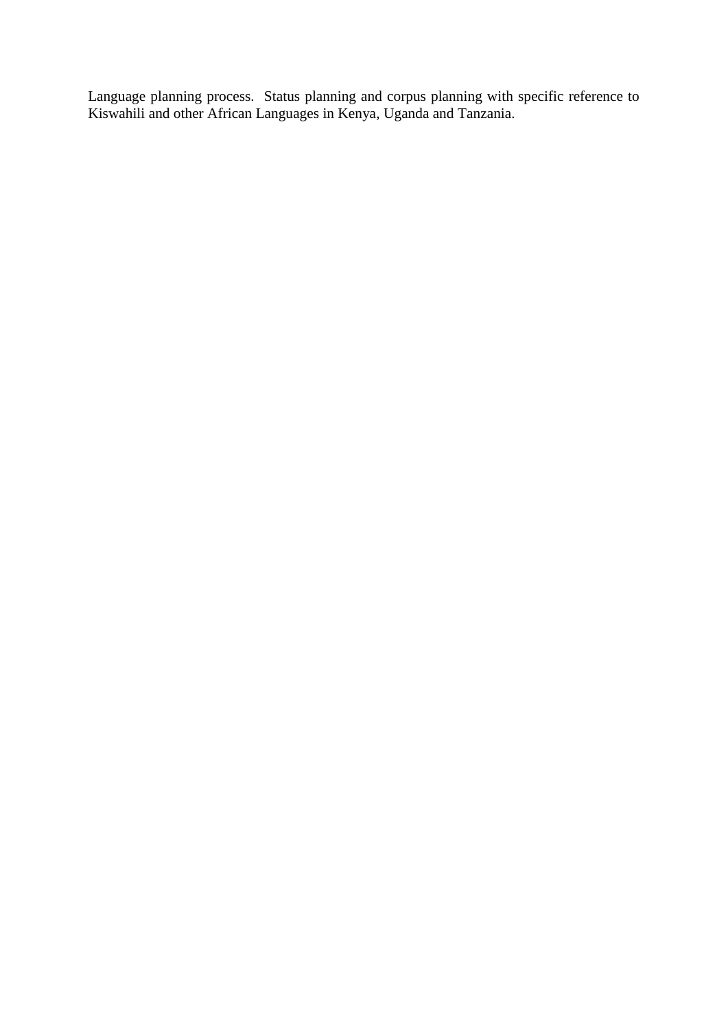Language planning process. Status planning and corpus planning with specific reference to Kiswahili and other African Languages in Kenya, Uganda and Tanzania.